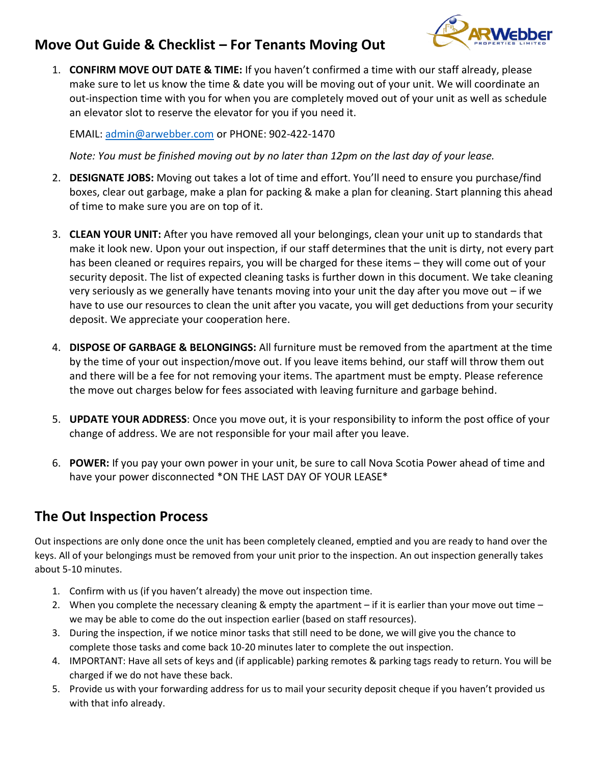# Move Out Guide & Checklist – For Tenants Moving Out

1. **CONFIRM MOVE OUT DATE & TIME:** If you haven't confirmed a time with our staff already, please make sure to let us know the time & date you will be moving out of your unit. We will coordinate an out-inspection time with you for when you are completely moved out of your unit as well as schedule an elevator slot to reserve the elevator for you if you need it.

   EMAIL: admin@arwebber.com or PHONE: 902-422-1470

   *Note: You must be finished moving out by no later than 12pm on the last day of your lease.*

2. **DESIGNATE JOBS:** Moving out takes a lot of time and effort. You'll need to ensure you purchase/find boxes, clear out garbage, make a plan for packing & make a plan for cleaning. Start planning this ahead of time to make sure you are on top of it.

3. **CLEAN YOUR UNIT:** After you have removed all your belongings, clean your unit up to standards that make it look new. Upon your out inspection, if our staff determines that the unit is dirty, not every part has been cleaned or requires repairs, you will be charged for these items – they will come out of your security deposit. The list of expected cleaning tasks is further down in this document. We take cleaning very seriously as we generally have tenants moving into your unit the day after you move out – if we have to use our resources to clean the unit after you vacate, you will get deductions from your security deposit. We appreciate your cooperation here.

4. **DISPOSE OF GARBAGE & BELONGINGS:** All furniture must be removed from the apartment at the time by the time of your out inspection/move out. If you leave items behind, our staff will throw them out and there will be a fee for not removing your items. The apartment must be empty. Please reference the move out charges below for fees associated with leaving furniture and garbage behind.

5. **UPDATE YOUR ADDRESS**: Once you move out, it is your responsibility to inform the post office of your change of address. We are not responsible for your mail after you leave.

6. **POWER:** If you pay your own power in your unit, be sure to call Nova Scotia Power ahead of time and have your power disconnected *ON THE LAST DAY OF YOUR LEASE*

## The Out Inspection Process

Out inspections are only done once the unit has been completely cleaned, emptied and you are ready to hand over the keys. All of your belongings must be removed from your unit prior to the inspection. An out inspection generally takes about 5-10 minutes.

1. Confirm with us (if you haven't already) the move out inspection time.
2. When you complete the necessary cleaning & empty the apartment – if it is earlier than your move out time – we may be able to come do the out inspection earlier (based on staff resources).
3. During the inspection, if we notice minor tasks that still need to be done, we will give you the chance to complete those tasks and come back 10-20 minutes later to complete the out inspection.
4. IMPORTANT: Have all sets of keys and (if applicable) parking remotes & parking tags ready to return. You will be charged if we do not have these back.
5. Provide us with your forwarding address for us to mail your security deposit cheque if you haven't provided us with that info already.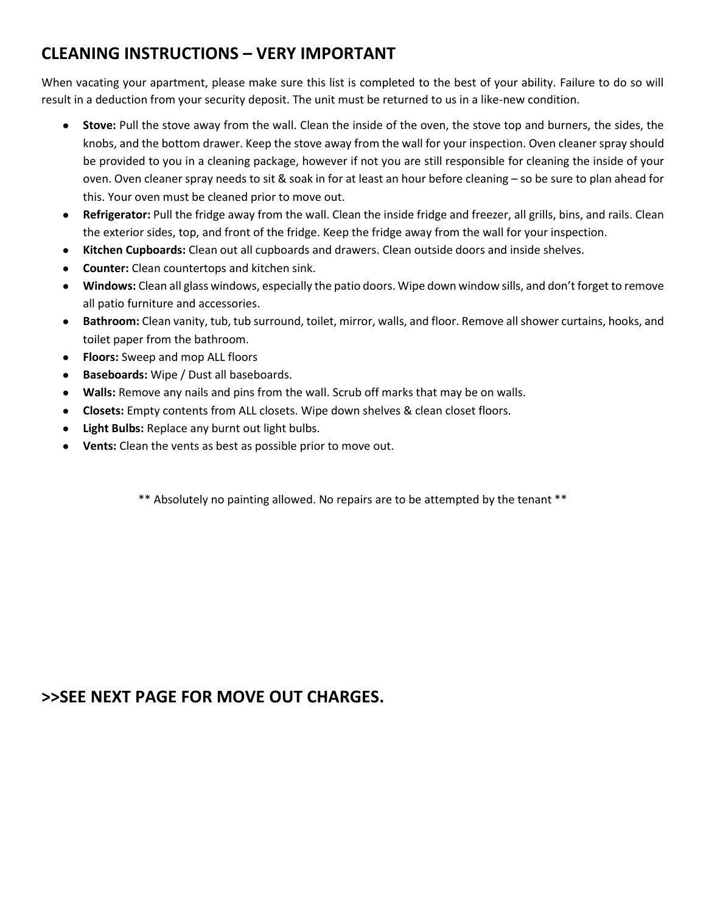## CLEANING INSTRUCTIONS – VERY IMPORTANT

When vacating your apartment, please make sure this list is completed to the best of your ability. Failure to do so will result in a deduction from your security deposit. The unit must be returned to us in a like-new condition.

- **Stove:** Pull the stove away from the wall. Clean the inside of the oven, the stove top and burners, the sides, the knobs, and the bottom drawer. Keep the stove away from the wall for your inspection. Oven cleaner spray should be provided to you in a cleaning package, however if not you are still responsible for cleaning the inside of your oven. Oven cleaner spray needs to sit & soak in for at least an hour before cleaning – so be sure to plan ahead for this. Your oven must be cleaned prior to move out.
- **Refrigerator:** Pull the fridge away from the wall. Clean the inside fridge and freezer, all grills, bins, and rails. Clean the exterior sides, top, and front of the fridge. Keep the fridge away from the wall for your inspection.
- **Kitchen Cupboards:** Clean out all cupboards and drawers. Clean outside doors and inside shelves.
- **Counter:** Clean countertops and kitchen sink.
- **Windows:** Clean all glass windows, especially the patio doors. Wipe down window sills, and don't forget to remove all patio furniture and accessories.
- **Bathroom:** Clean vanity, tub, tub surround, toilet, mirror, walls, and floor. Remove all shower curtains, hooks, and toilet paper from the bathroom.
- **Floors:** Sweep and mop ALL floors
- **Baseboards:** Wipe / Dust all baseboards.
- **Walls:** Remove any nails and pins from the wall. Scrub off marks that may be on walls.
- **Closets:** Empty contents from ALL closets. Wipe down shelves & clean closet floors.
- **Light Bulbs:** Replace any burnt out light bulbs.
- **Vents:** Clean the vents as best as possible prior to move out.

** Absolutely no painting allowed. No repairs are to be attempted by the tenant **

## >>SEE NEXT PAGE FOR MOVE OUT CHARGES.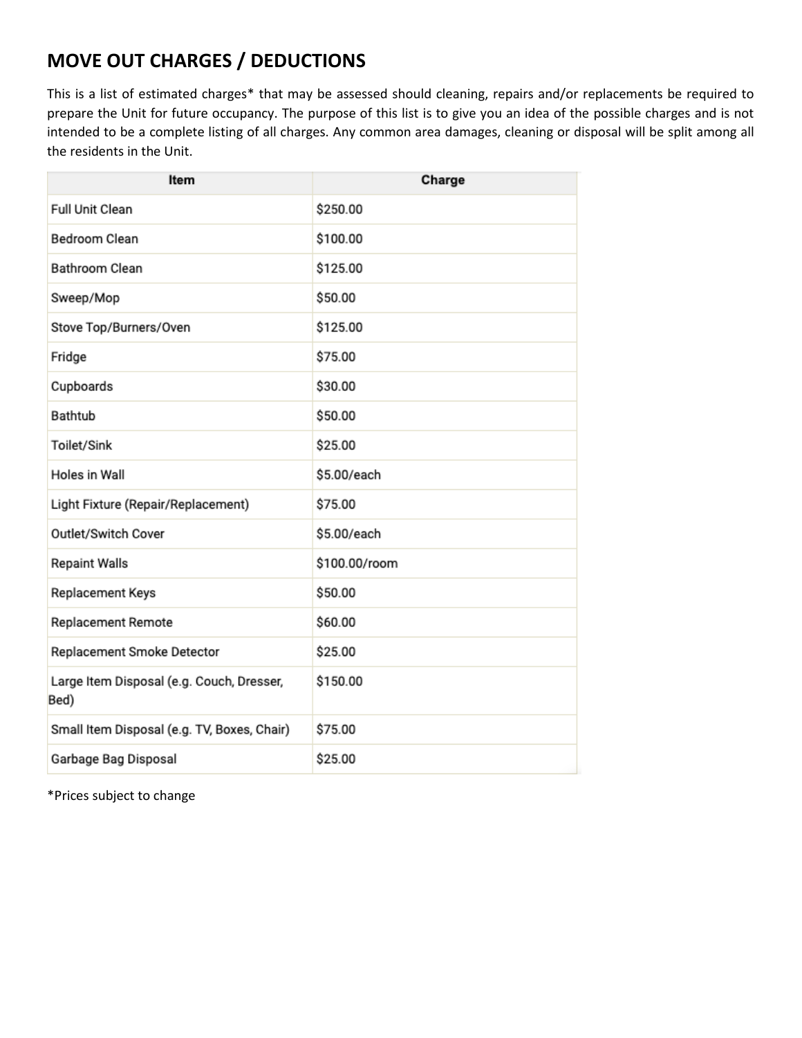## MOVE OUT CHARGES / DEDUCTIONS

This is a list of estimated charges* that may be assessed should cleaning, repairs and/or replacements be required to prepare the Unit for future occupancy. The purpose of this list is to give you an idea of the possible charges and is not intended to be a complete listing of all charges. Any common area damages, cleaning or disposal will be split among all the residents in the Unit.

| Item | Charge |
| --- | --- |
| Full Unit Clean | $250.00 |
| Bedroom Clean | $100.00 |
| Bathroom Clean | $125.00 |
| Sweep/Mop | $50.00 |
| Stove Top/Burners/Oven | $125.00 |
| Fridge | $75.00 |
| Cupboards | $30.00 |
| Bathtub | $50.00 |
| Toilet/Sink | $25.00 |
| Holes in Wall | $5.00/each |
| Light Fixture (Repair/Replacement) | $75.00 |
| Outlet/Switch Cover | $5.00/each |
| Repaint Walls | $100.00/room |
| Replacement Keys | $50.00 |
| Replacement Remote | $60.00 |
| Replacement Smoke Detector | $25.00 |
| Large Item Disposal (e.g. Couch, Dresser, Bed) | $150.00 |
| Small Item Disposal (e.g. TV, Boxes, Chair) | $75.00 |
| Garbage Bag Disposal | $25.00 |

*Prices subject to change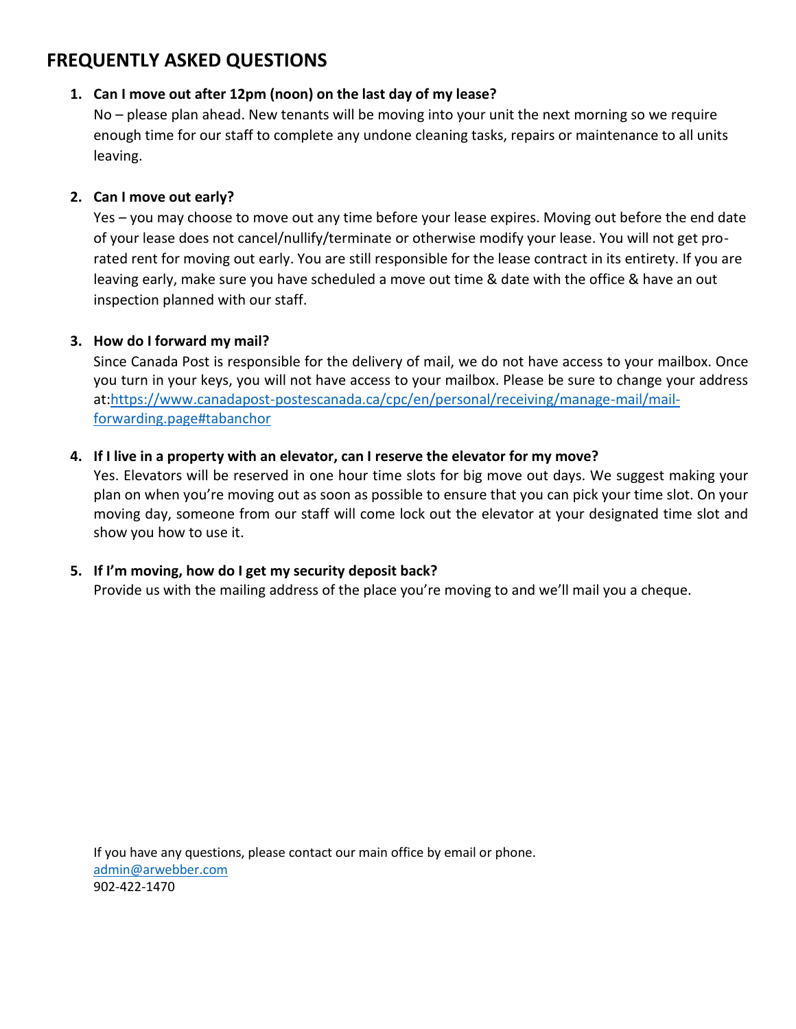## FREQUENTLY ASKED QUESTIONS

1. **Can I move out after 12pm (noon) on the last day of my lease?**
   No – please plan ahead. New tenants will be moving into your unit the next morning so we require enough time for our staff to complete any undone cleaning tasks, repairs or maintenance to all units leaving.

2. **Can I move out early?**
   Yes – you may choose to move out any time before your lease expires. Moving out before the end date of your lease does not cancel/nullify/terminate or otherwise modify your lease. You will not get pro-rated rent for moving out early. You are still responsible for the lease contract in its entirety. If you are leaving early, make sure you have scheduled a move out time & date with the office & have an out inspection planned with our staff.

3. **How do I forward my mail?**
   Since Canada Post is responsible for the delivery of mail, we do not have access to your mailbox. Once you turn in your keys, you will not have access to your mailbox. Please be sure to change your address at:[https://www.canadapost-postescanada.ca/cpc/en/personal/receiving/manage-mail/mail-forwarding.page#tabanchor](https://www.canadapost-postescanada.ca/cpc/en/personal/receiving/manage-mail/mail-forwarding.page#tabanchor)

4. **If I live in a property with an elevator, can I reserve the elevator for my move?**
   Yes. Elevators will be reserved in one hour time slots for big move out days. We suggest making your plan on when you're moving out as soon as possible to ensure that you can pick your time slot. On your moving day, someone from our staff will come lock out the elevator at your designated time slot and show you how to use it.

5. **If I'm moving, how do I get my security deposit back?**
   Provide us with the mailing address of the place you're moving to and we'll mail you a cheque.

If you have any questions, please contact our main office by email or phone.
admin@arwebber.com
902-422-1470